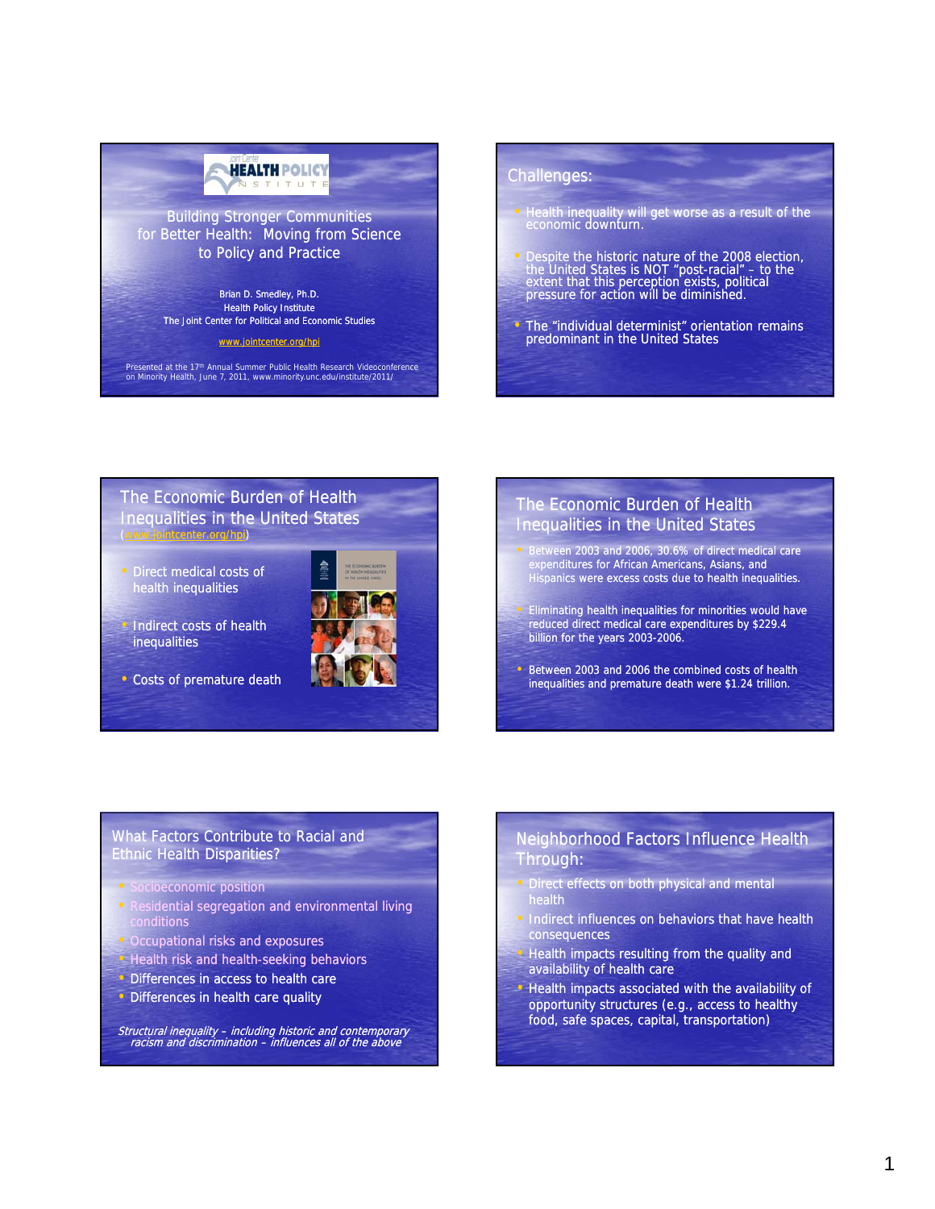## Building Stronger Communities for Better Health: Moving from Science to Policy and Practice

Brian D. Smedley, Ph.D.
Health Policy Institute
The Joint Center for Political and Economic Studies

www.jointcenter.org/hpi

Presented at the 17th Annual Summer Public Health Research Videoconference on Minority Health, June 7, 2011, www.minority.unc.edu/institute/2011/

## Challenges:

- Health inequality will get worse as a result of the economic downturn.
- Despite the historic nature of the 2008 election, the United States is NOT "post-racial" – to the extent that this perception exists, political pressure for action will be diminished.
- The "individual determinist" orientation remains predominant in the United States

## The Economic Burden of Health Inequalities in the United States

(www.jointcenter.org/hpi)

- Direct medical costs of health inequalities
- Indirect costs of health inequalities
- Costs of premature death

## The Economic Burden of Health Inequalities in the United States

- Between 2003 and 2006, 30.6% of direct medical care expenditures for African Americans, Asians, and Hispanics were excess costs due to health inequalities.
- Eliminating health inequalities for minorities would have reduced direct medical care expenditures by $229.4 billion for the years 2003-2006.
- Between 2003 and 2006 the combined costs of health inequalities and premature death were $1.24 trillion.

## What Factors Contribute to Racial and Ethnic Health Disparities?

- Socioeconomic position
- Residential segregation and environmental living conditions
- Occupational risks and exposures
- Health risk and health-seeking behaviors
- Differences in access to health care
- Differences in health care quality

*Structural inequality – including historic and contemporary racism and discrimination – influences all of the above*

## Neighborhood Factors Influence Health Through:

- Direct effects on both physical and mental health
- Indirect influences on behaviors that have health consequences
- Health impacts resulting from the quality and availability of health care
- Health impacts associated with the availability of opportunity structures (e.g., access to healthy food, safe spaces, capital, transportation)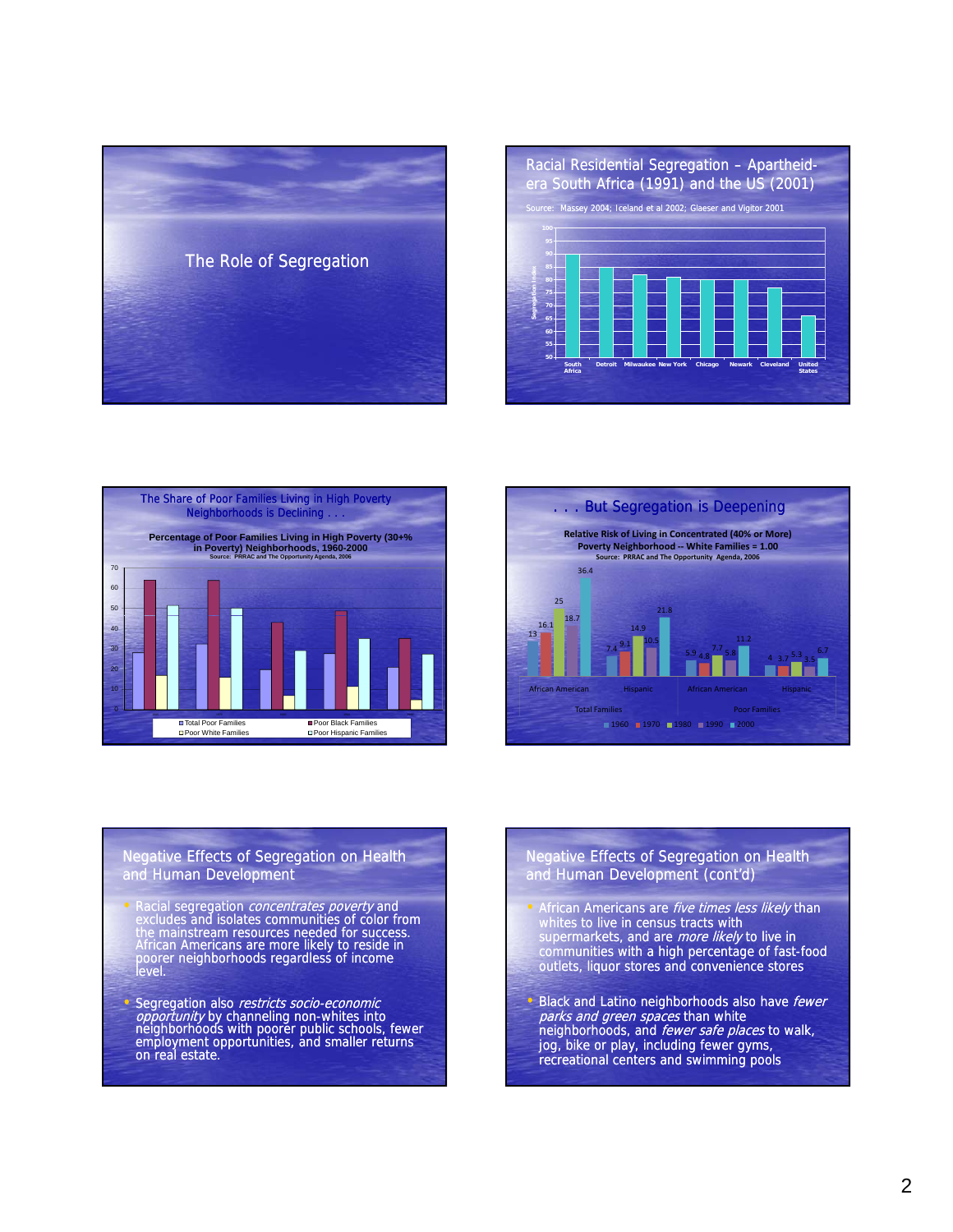## The Role of Segregation

## Racial Residential Segregation – Apartheid-era South Africa (1991) and the US (2001)

Source: Massey 2004; Iceland et al 2002; Glaeser and Vigitor 2001

| | Segregation Index |
|---|---|
| South Africa | 90 |
| Detroit | 85 |
| Milwaukee | 82 |
| New York | 81 |
| Chicago | 80 |
| Newark | 80 |
| Cleveland | 77 |
| United States | 66 |

## The Share of Poor Families Living in High Poverty Neighborhoods is Declining . . .

**Percentage of Poor Families Living in High Poverty (30+% in Poverty) Neighborhoods, 1960-2000**

Source: PRRAC and The Opportunity Agenda, 2006

Legend: Total Poor Families; Poor Black Families; Poor White Families; Poor Hispanic Families

## . . . But Segregation is Deepening

**Relative Risk of Living in Concentrated (40% or More) Poverty Neighborhood -- White Families = 1.00**

Source: PRRAC and The Opportunity Agenda, 2006

| | | 1960 | 1970 | 1980 | 1990 | 2000 |
|---|---|---|---|---|---|---|
| Total Families | African American | 13 | 16.1 | 25 | 18.7 | 36.4 |
| Total Families | Hispanic | 7.4 | 9.1 | 14.9 | 10.5 | 21.8 |
| Poor Families | African American | 5.9 | 4.8 | 7.7 | 5.8 | 11.2 |
| Poor Families | Hispanic | 4 | 3.7 | 5.3 | 3.5 | 6.7 |

## Negative Effects of Segregation on Health and Human Development

- Racial segregation *concentrates poverty* and excludes and isolates communities of color from the mainstream resources needed for success. African Americans are more likely to reside in poorer neighborhoods regardless of income level.
- Segregation also *restricts socio-economic opportunity* by channeling non-whites into neighborhoods with poorer public schools, fewer employment opportunities, and smaller returns on real estate.

## Negative Effects of Segregation on Health and Human Development (cont'd)

- African Americans are *five times less likely* than whites to live in census tracts with supermarkets, and are *more likely* to live in communities with a high percentage of fast-food outlets, liquor stores and convenience stores
- Black and Latino neighborhoods also have *fewer parks and green spaces* than white neighborhoods, and *fewer safe places* to walk, jog, bike or play, including fewer gyms, recreational centers and swimming pools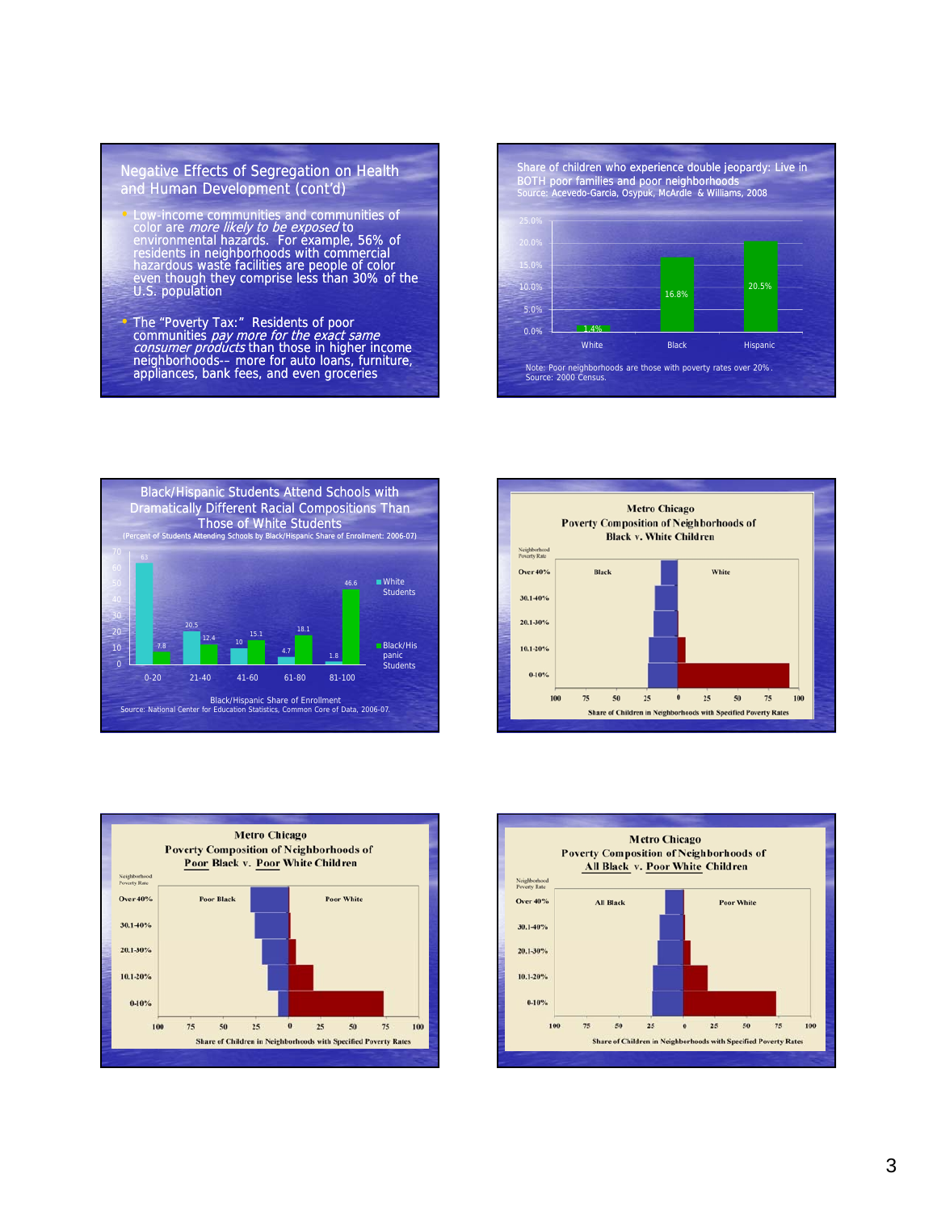## Negative Effects of Segregation on Health and Human Development (cont'd)

- Low-income communities and communities of color are *more likely to be exposed* to environmental hazards. For example, 56% of residents in neighborhoods with commercial hazardous waste facilities are people of color even though they comprise less than 30% of the U.S. population
- The "Poverty Tax:" Residents of poor communities *pay more for the exact same consumer products* than those in higher income neighborhoods-- more for auto loans, furniture, appliances, bank fees, and even groceries

## Share of children who experience double jeopardy: Live in BOTH poor families and poor neighborhoods

Source: Acevedo-Garcia, Osypuk, McArdle & Williams, 2008

| | White | Black | Hispanic |
|---|---|---|---|
| Share | 1.4% | 16.8% | 20.5% |

Note: Poor neighborhoods are those with poverty rates over 20%. Source: 2000 Census.

## Black/Hispanic Students Attend Schools with Dramatically Different Racial Compositions Than Those of White Students

(Percent of Students Attending Schools by Black/Hispanic Share of Enrollment: 2006-07)

| Black/Hispanic Share of Enrollment | White Students | Black/Hispanic Students |
|---|---|---|
| 0-20 | 63 | 7.8 |
| 21-40 | 20.5 | 12.4 |
| 41-60 | 10 | 15.1 |
| 61-80 | 4.7 | 18.1 |
| 81-100 | 1.8 | 46.6 |

Source: National Center for Education Statistics, Common Core of Data, 2006-07.

## Metro Chicago Poverty Composition of Neighborhoods of Black v. White Children

Neighborhood Poverty Rate: Over 40%, 30.1-40%, 20.1-30%, 10.1-20%, 0-10%

Black | White

Share of Children in Neighborhoods with Specified Poverty Rates

## Metro Chicago Poverty Composition of Neighborhoods of Poor Black v. Poor White Children

Neighborhood Poverty Rate: Over 40%, 30.1-40%, 20.1-30%, 10.1-20%, 0-10%

Poor Black | Poor White

Share of Children in Neighborhoods with Specified Poverty Rates

## Metro Chicago Poverty Composition of Neighborhoods of All Black v. Poor White Children

Neighborhood Poverty Rate: Over 40%, 30.1-40%, 20.1-30%, 10.1-20%, 0-10%

All Black | Poor White

Share of Children in Neighborhoods with Specified Poverty Rates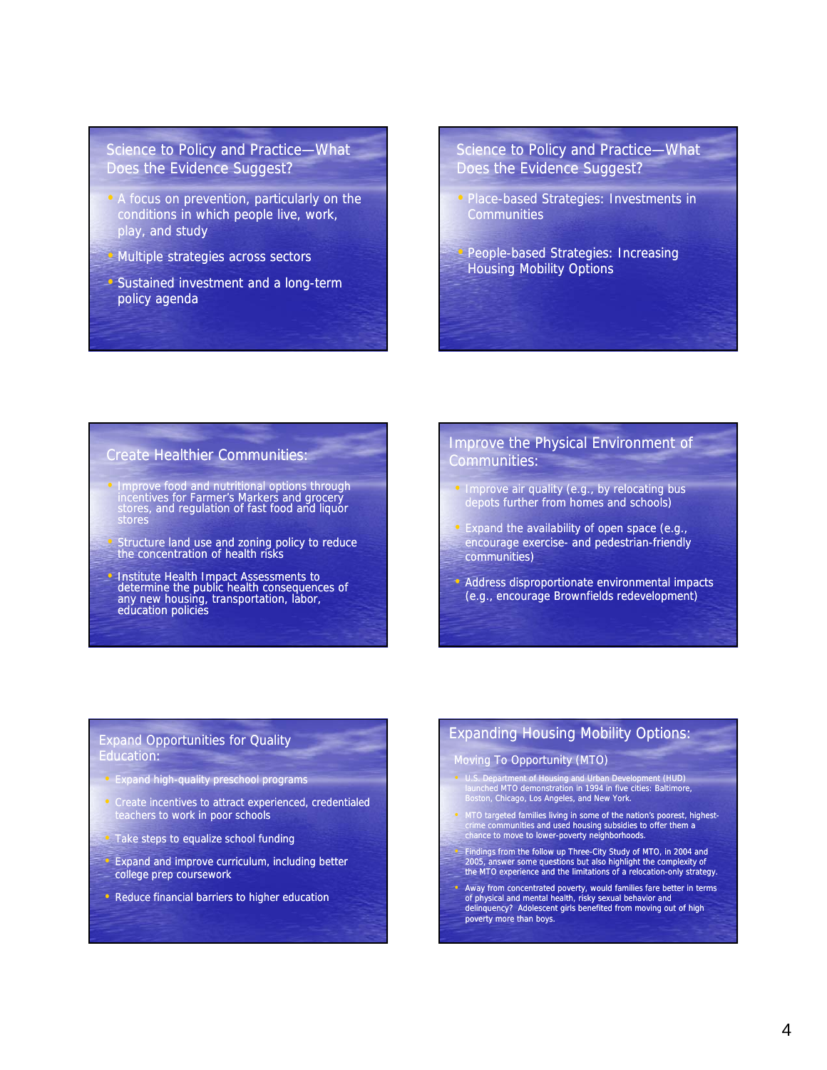## Science to Policy and Practice—What Does the Evidence Suggest?

- A focus on prevention, particularly on the conditions in which people live, work, play, and study
- Multiple strategies across sectors
- Sustained investment and a long-term policy agenda

## Science to Policy and Practice—What Does the Evidence Suggest?

- Place-based Strategies: Investments in Communities
- People-based Strategies: Increasing Housing Mobility Options

## Create Healthier Communities:

- Improve food and nutritional options through incentives for Farmer's Markets and grocery stores, and regulation of fast food and liquor stores
- Structure land use and zoning policy to reduce the concentration of health risks
- Institute Health Impact Assessments to determine the public health consequences of any new housing, transportation, labor, education policies

## Improve the Physical Environment of Communities:

- Improve air quality (e.g., by relocating bus depots further from homes and schools)
- Expand the availability of open space (e.g., encourage exercise- and pedestrian-friendly communities)
- Address disproportionate environmental impacts (e.g., encourage Brownfields redevelopment)

## Expand Opportunities for Quality Education:

- Expand high-quality preschool programs
- Create incentives to attract experienced, credentialed teachers to work in poor schools
- Take steps to equalize school funding
- Expand and improve curriculum, including better college prep coursework
- Reduce financial barriers to higher education

## Expanding Housing Mobility Options:

### Moving To Opportunity (MTO)

- U.S. Department of Housing and Urban Development (HUD) launched MTO demonstration in 1994 in five cities: Baltimore, Boston, Chicago, Los Angeles, and New York.
- MTO targeted families living in some of the nation's poorest, highest-crime communities and used housing subsidies to offer them a chance to move to lower-poverty neighborhoods.
- Findings from the follow up Three-City Study of MTO, in 2004 and 2005, answer some questions but also highlight the complexity of the MTO experience and the limitations of a relocation-only strategy.
- Away from concentrated poverty, would families fare better in terms of physical and mental health, risky sexual behavior and delinquency? Adolescent girls benefited from moving out of high poverty more than boys.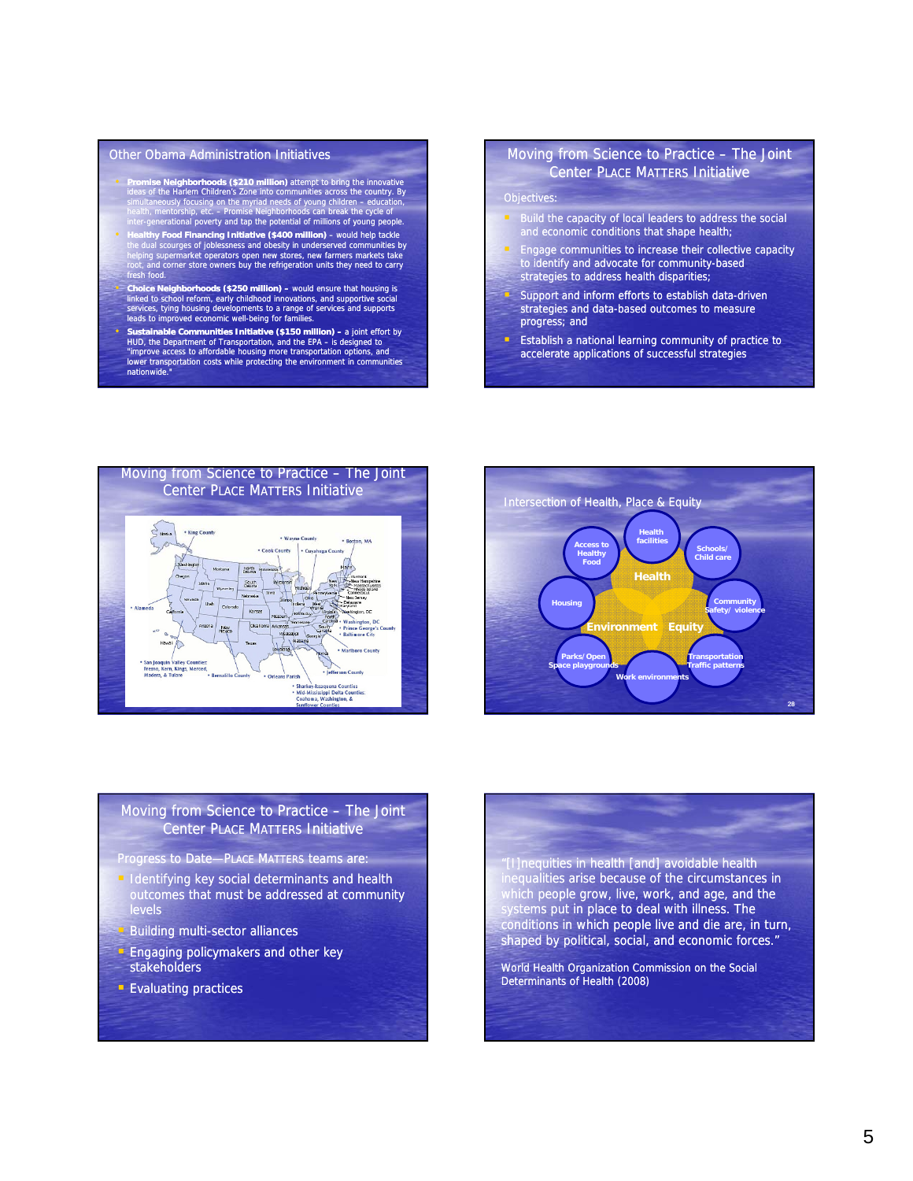## Other Obama Administration Initiatives

- **Promise Neighborhoods ($210 million)** attempt to bring the innovative ideas of the Harlem Children's Zone into communities across the country. By simultaneously focusing on the myriad needs of young children – education, health, mentorship, etc. – Promise Neighborhoods can break the cycle of inter-generational poverty and tap the potential of millions of young people.
- **Healthy Food Financing Initiative ($400 million)** – would help tackle the dual scourges of joblessness and obesity in underserved communities by helping supermarket operators open new stores, new farmers markets take root, and corner store owners buy the refrigeration units they need to carry fresh food.
- **Choice Neighborhoods ($250 million)** – would ensure that housing is linked to school reform, early childhood innovations, and supportive social services, tying housing developments to a range of services and supports leads to improved economic well-being for families.
- **Sustainable Communities Initiative ($150 million)** – a joint effort by HUD, the Department of Transportation, and the EPA – is designed to "improve access to affordable housing more transportation options, and lower transportation costs while protecting the environment in communities nationwide."

## Moving from Science to Practice – The Joint Center PLACE MATTERS Initiative

Objectives:

- Build the capacity of local leaders to address the social and economic conditions that shape health;
- Engage communities to increase their collective capacity to identify and advocate for community-based strategies to address health disparities;
- Support and inform efforts to establish data-driven strategies and data-based outcomes to measure progress; and
- Establish a national learning community of practice to accelerate applications of successful strategies

## Moving from Science to Practice – The Joint Center PLACE MATTERS Initiative

King County
Wayne County
Boston, MA
Cook County
Cuyahoga County
Alameda
Washington, DC
Prince George's County
Baltimore City
Marlboro County
San Joaquin Valley Counties: Fresno, Kern, Kings, Merced, Madera, & Tulare
Bernalillo County
Orleans Parish
Jefferson County
Sharkey-Issaquena Counties
Mid-Mississippi Delta Counties: Coahoma, Washington, & Sunflower Counties

## Intersection of Health, Place & Equity

Health
Environment
Equity
Health facilities
Access to Healthy Food
Schools/ Child care
Housing
Community Safety/ violence
Parks/ Open Space playgrounds
Work environments
Transportation Traffic patterns

## Moving from Science to Practice – The Joint Center PLACE MATTERS Initiative

Progress to Date—PLACE MATTERS teams are:

- Identifying key social determinants and health outcomes that must be addressed at community levels
- Building multi-sector alliances
- Engaging policymakers and other key stakeholders
- Evaluating practices

"[I]nequities in health [and] avoidable health inequalities arise because of the circumstances in which people grow, live, work, and age, and the systems put in place to deal with illness. The conditions in which people live and die are, in turn, shaped by political, social, and economic forces."

World Health Organization Commission on the Social Determinants of Health (2008)